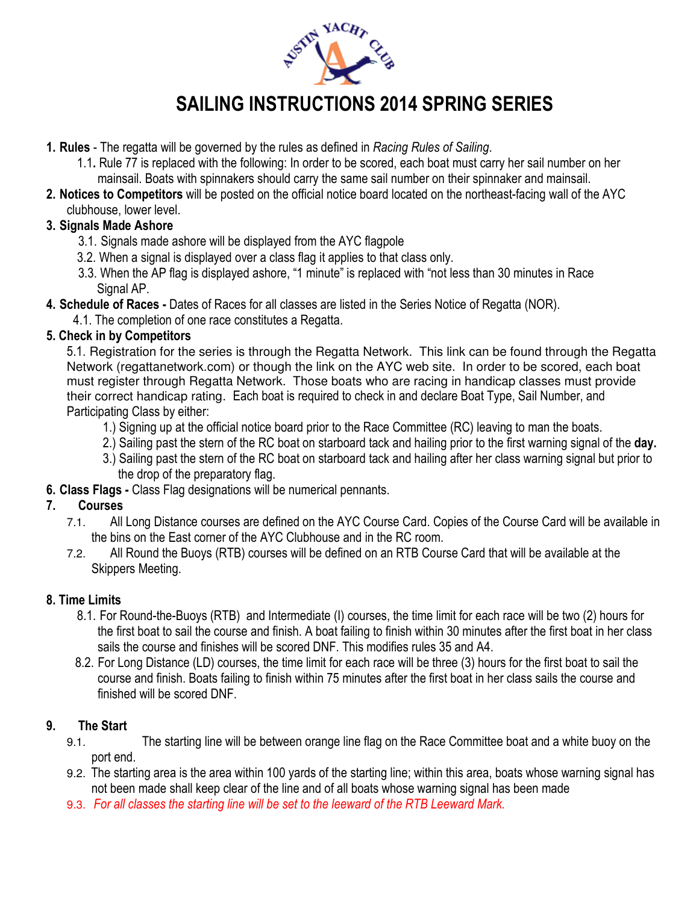# SAILING INSTRUCTIONS 2014 SPRING SERIES

**1. Rules** - The regatta will be governed by the rules as defined in *Racing Rules of Sailing.*

1.1**.** Rule 77 is replaced with the following: In order to be scored, each boat must carry her sail number on her mainsail. Boats with spinnakers should carry the same sail number on their spinnaker and mainsail.

**2. Notices to Competitors** will be posted on the official notice board located on the northeast-facing wall of the AYC clubhouse, lower level.

**3. Signals Made Ashore**

3.1. Signals made ashore will be displayed from the AYC flagpole

3.2. When a signal is displayed over a class flag it applies to that class only.

3.3. When the AP flag is displayed ashore, "1 minute" is replaced with "not less than 30 minutes in Race Signal AP.

**4. Schedule of Races -** Dates of Races for all classes are listed in the Series Notice of Regatta (NOR).

4.1. The completion of one race constitutes a Regatta.

**5. Check in by Competitors**

5.1. Registration for the series is through the Regatta Network. This link can be found through the Regatta Network (regattanetwork.com) or though the link on the AYC web site. In order to be scored, each boat must register through Regatta Network. Those boats who are racing in handicap classes must provide their correct handicap rating. Each boat is required to check in and declare Boat Type, Sail Number, and Participating Class by either:

1.) Signing up at the official notice board prior to the Race Committee (RC) leaving to man the boats.

2.) Sailing past the stern of the RC boat on starboard tack and hailing prior to the first warning signal of the **day.**

3.) Sailing past the stern of the RC boat on starboard tack and hailing after her class warning signal but prior to the drop of the preparatory flag.

**6. Class Flags -** Class Flag designations will be numerical pennants.

**7. Courses**

7.1. All Long Distance courses are defined on the AYC Course Card. Copies of the Course Card will be available in the bins on the East corner of the AYC Clubhouse and in the RC room.

7.2. All Round the Buoys (RTB) courses will be defined on an RTB Course Card that will be available at the Skippers Meeting.

**8. Time Limits**

8.1. For Round-the-Buoys (RTB) and Intermediate (I) courses, the time limit for each race will be two (2) hours for the first boat to sail the course and finish. A boat failing to finish within 30 minutes after the first boat in her class sails the course and finishes will be scored DNF. This modifies rules 35 and A4.

8.2. For Long Distance (LD) courses, the time limit for each race will be three (3) hours for the first boat to sail the course and finish. Boats failing to finish within 75 minutes after the first boat in her class sails the course and finished will be scored DNF.

**9. The Start**

9.1. The starting line will be between orange line flag on the Race Committee boat and a white buoy on the port end.

9.2. The starting area is the area within 100 yards of the starting line; within this area, boats whose warning signal has not been made shall keep clear of the line and of all boats whose warning signal has been made

9.3. *For all classes the starting line will be set to the leeward of the RTB Leeward Mark.*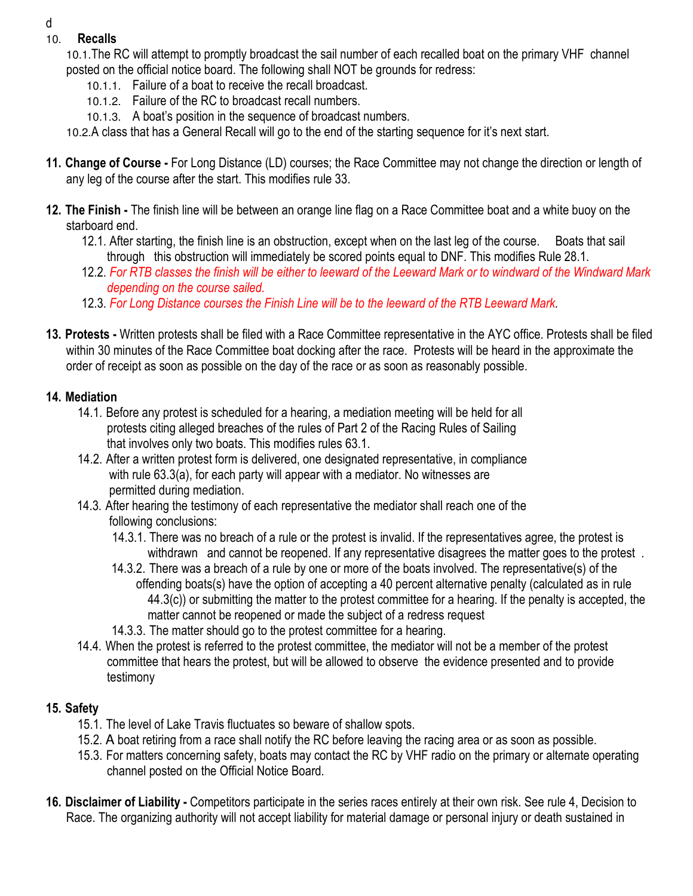d

10. **Recalls**

10.1. The RC will attempt to promptly broadcast the sail number of each recalled boat on the primary VHF channel posted on the official notice board. The following shall NOT be grounds for redress:

10.1.1. Failure of a boat to receive the recall broadcast.

10.1.2. Failure of the RC to broadcast recall numbers.

10.1.3. A boat's position in the sequence of broadcast numbers.

10.2. A class that has a General Recall will go to the end of the starting sequence for it's next start.

**11. Change of Course -** For Long Distance (LD) courses; the Race Committee may not change the direction or length of any leg of the course after the start. This modifies rule 33.

**12. The Finish -** The finish line will be between an orange line flag on a Race Committee boat and a white buoy on the starboard end.

12.1. After starting, the finish line is an obstruction, except when on the last leg of the course. Boats that sail through this obstruction will immediately be scored points equal to DNF. This modifies Rule 28.1.

12.2. *For RTB classes the finish will be either to leeward of the Leeward Mark or to windward of the Windward Mark depending on the course sailed.*

12.3. *For Long Distance courses the Finish Line will be to the leeward of the RTB Leeward Mark.*

**13. Protests -** Written protests shall be filed with a Race Committee representative in the AYC office. Protests shall be filed within 30 minutes of the Race Committee boat docking after the race. Protests will be heard in the approximate the order of receipt as soon as possible on the day of the race or as soon as reasonably possible.

**14. Mediation**

14.1. Before any protest is scheduled for a hearing, a mediation meeting will be held for all protests citing alleged breaches of the rules of Part 2 of the Racing Rules of Sailing that involves only two boats. This modifies rules 63.1.

14.2. After a written protest form is delivered, one designated representative, in compliance with rule 63.3(a), for each party will appear with a mediator. No witnesses are permitted during mediation.

14.3. After hearing the testimony of each representative the mediator shall reach one of the following conclusions:

14.3.1. There was no breach of a rule or the protest is invalid. If the representatives agree, the protest is withdrawn and cannot be reopened. If any representative disagrees the matter goes to the protest .

14.3.2. There was a breach of a rule by one or more of the boats involved. The representative(s) of the offending boats(s) have the option of accepting a 40 percent alternative penalty (calculated as in rule 44.3(c)) or submitting the matter to the protest committee for a hearing. If the penalty is accepted, the matter cannot be reopened or made the subject of a redress request

14.3.3. The matter should go to the protest committee for a hearing.

14.4. When the protest is referred to the protest committee, the mediator will not be a member of the protest committee that hears the protest, but will be allowed to observe the evidence presented and to provide testimony

**15. Safety**

15.1. The level of Lake Travis fluctuates so beware of shallow spots.

15.2. A boat retiring from a race shall notify the RC before leaving the racing area or as soon as possible.

15.3. For matters concerning safety, boats may contact the RC by VHF radio on the primary or alternate operating channel posted on the Official Notice Board.

**16. Disclaimer of Liability -** Competitors participate in the series races entirely at their own risk. See rule 4, Decision to Race. The organizing authority will not accept liability for material damage or personal injury or death sustained in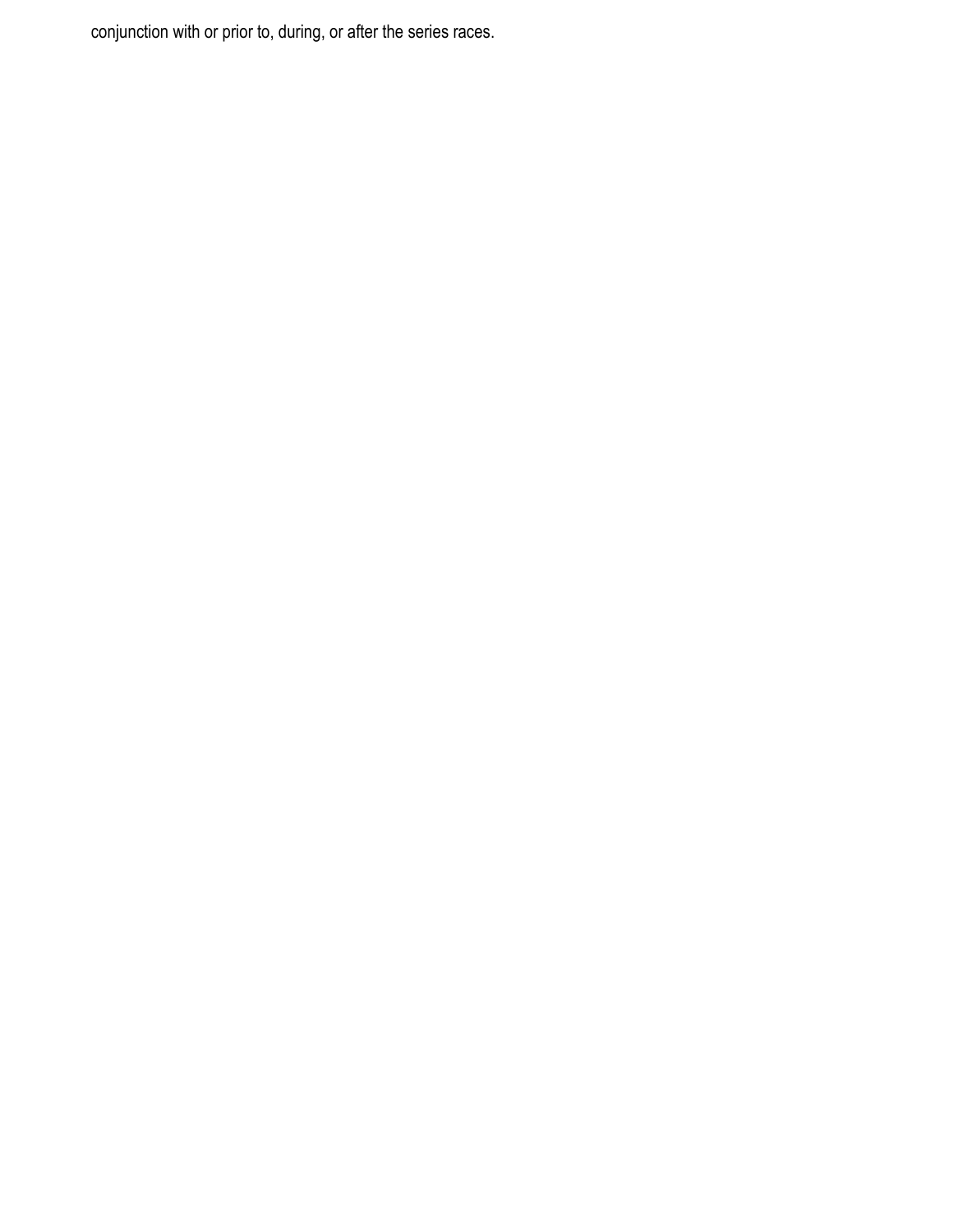conjunction with or prior to, during, or after the series races.